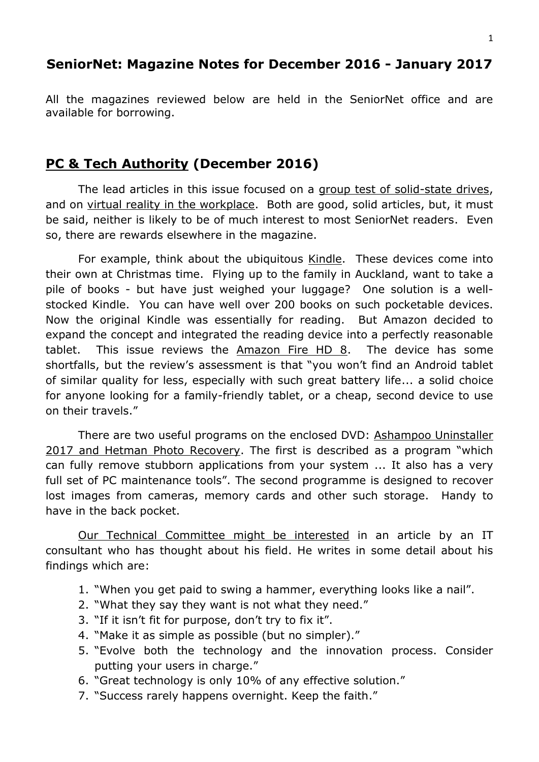# SeniorNet: Magazine Notes for December 2016 - January 2017

All the magazines reviewed below are held in the SeniorNet office and are available for borrowing.

## PC & Tech Authority (December 2016)

The lead articles in this issue focused on a group test of solid-state drives, and on virtual reality in the workplace. Both are good, solid articles, but, it must be said, neither is likely to be of much interest to most SeniorNet readers. Even so, there are rewards elsewhere in the magazine.

For example, think about the ubiquitous Kindle. These devices come into their own at Christmas time. Flying up to the family in Auckland, want to take a pile of books - but have just weighed your luggage? One solution is a well-stocked Kindle. You can have well over 200 books on such pocketable devices. Now the original Kindle was essentially for reading. But Amazon decided to expand the concept and integrated the reading device into a perfectly reasonable tablet. This issue reviews the Amazon Fire HD 8. The device has some shortfalls, but the review's assessment is that "you won't find an Android tablet of similar quality for less, especially with such great battery life... a solid choice for anyone looking for a family-friendly tablet, or a cheap, second device to use on their travels."

There are two useful programs on the enclosed DVD: Ashampoo Uninstaller 2017 and Hetman Photo Recovery. The first is described as a program "which can fully remove stubborn applications from your system ... It also has a very full set of PC maintenance tools". The second programme is designed to recover lost images from cameras, memory cards and other such storage. Handy to have in the back pocket.

Our Technical Committee might be interested in an article by an IT consultant who has thought about his field. He writes in some detail about his findings which are:

1. "When you get paid to swing a hammer, everything looks like a nail".
2. "What they say they want is not what they need."
3. "If it isn't fit for purpose, don't try to fix it".
4. "Make it as simple as possible (but no simpler)."
5. "Evolve both the technology and the innovation process. Consider putting your users in charge."
6. "Great technology is only 10% of any effective solution."
7. "Success rarely happens overnight. Keep the faith."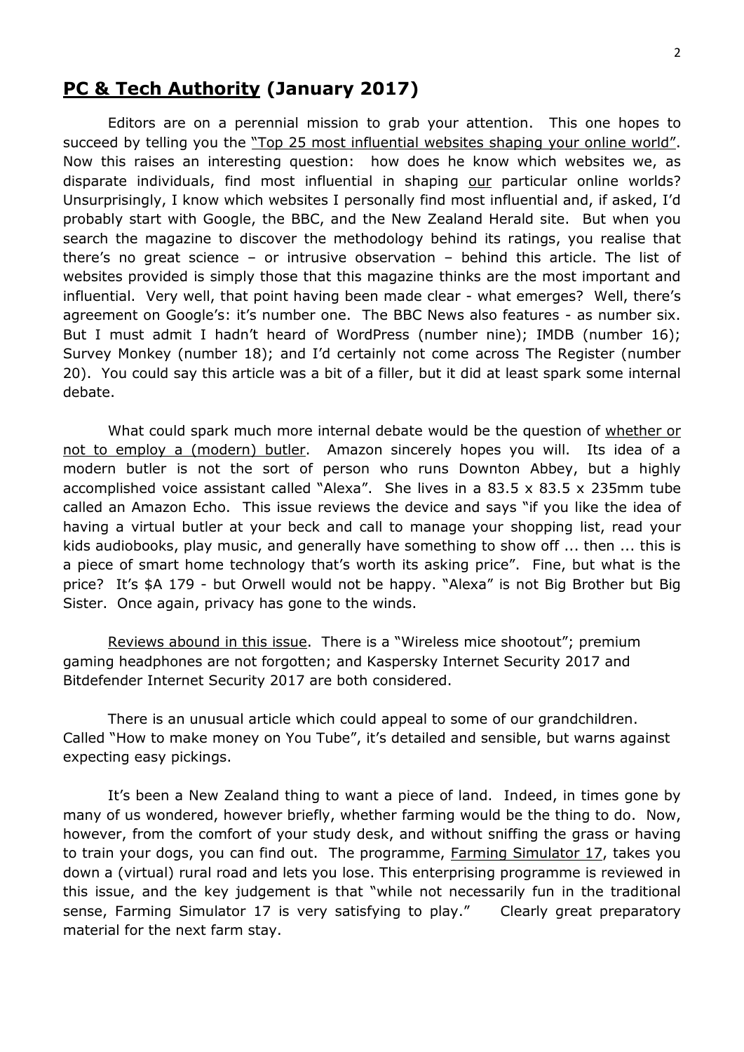## PC & Tech Authority (January 2017)

Editors are on a perennial mission to grab your attention. This one hopes to succeed by telling you the "Top 25 most influential websites shaping your online world". Now this raises an interesting question: how does he know which websites we, as disparate individuals, find most influential in shaping our particular online worlds? Unsurprisingly, I know which websites I personally find most influential and, if asked, I'd probably start with Google, the BBC, and the New Zealand Herald site. But when you search the magazine to discover the methodology behind its ratings, you realise that there's no great science – or intrusive observation – behind this article. The list of websites provided is simply those that this magazine thinks are the most important and influential. Very well, that point having been made clear - what emerges? Well, there's agreement on Google's: it's number one. The BBC News also features - as number six. But I must admit I hadn't heard of WordPress (number nine); IMDB (number 16); Survey Monkey (number 18); and I'd certainly not come across The Register (number 20). You could say this article was a bit of a filler, but it did at least spark some internal debate.

What could spark much more internal debate would be the question of whether or not to employ a (modern) butler. Amazon sincerely hopes you will. Its idea of a modern butler is not the sort of person who runs Downton Abbey, but a highly accomplished voice assistant called "Alexa". She lives in a 83.5 x 83.5 x 235mm tube called an Amazon Echo. This issue reviews the device and says "if you like the idea of having a virtual butler at your beck and call to manage your shopping list, read your kids audiobooks, play music, and generally have something to show off ... then ... this is a piece of smart home technology that's worth its asking price". Fine, but what is the price? It's $A 179 - but Orwell would not be happy. "Alexa" is not Big Brother but Big Sister. Once again, privacy has gone to the winds.

Reviews abound in this issue. There is a "Wireless mice shootout"; premium gaming headphones are not forgotten; and Kaspersky Internet Security 2017 and Bitdefender Internet Security 2017 are both considered.

There is an unusual article which could appeal to some of our grandchildren. Called "How to make money on You Tube", it's detailed and sensible, but warns against expecting easy pickings.

It's been a New Zealand thing to want a piece of land. Indeed, in times gone by many of us wondered, however briefly, whether farming would be the thing to do. Now, however, from the comfort of your study desk, and without sniffing the grass or having to train your dogs, you can find out. The programme, Farming Simulator 17, takes you down a (virtual) rural road and lets you lose. This enterprising programme is reviewed in this issue, and the key judgement is that "while not necessarily fun in the traditional sense, Farming Simulator 17 is very satisfying to play." Clearly great preparatory material for the next farm stay.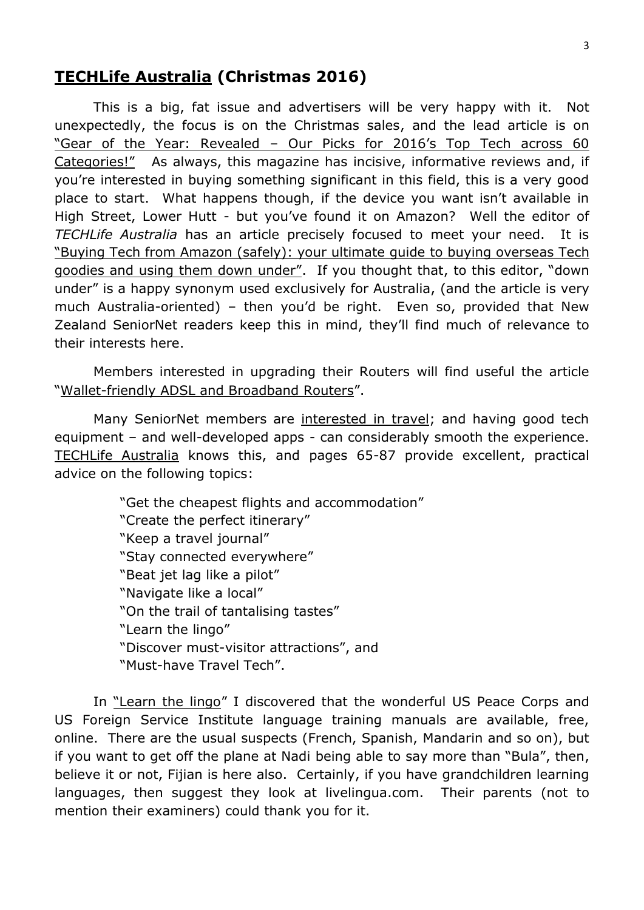## **TECHLife Australia (Christmas 2016)**

This is a big, fat issue and advertisers will be very happy with it. Not unexpectedly, the focus is on the Christmas sales, and the lead article is on "Gear of the Year: Revealed – Our Picks for 2016's Top Tech across 60 Categories!" As always, this magazine has incisive, informative reviews and, if you're interested in buying something significant in this field, this is a very good place to start. What happens though, if the device you want isn't available in High Street, Lower Hutt - but you've found it on Amazon? Well the editor of *TECHLife Australia* has an article precisely focused to meet your need. It is "Buying Tech from Amazon (safely): your ultimate guide to buying overseas Tech goodies and using them down under". If you thought that, to this editor, "down under" is a happy synonym used exclusively for Australia, (and the article is very much Australia-oriented) – then you'd be right. Even so, provided that New Zealand SeniorNet readers keep this in mind, they'll find much of relevance to their interests here.

Members interested in upgrading their Routers will find useful the article "Wallet-friendly ADSL and Broadband Routers".

Many SeniorNet members are interested in travel; and having good tech equipment – and well-developed apps - can considerably smooth the experience. TECHLife Australia knows this, and pages 65-87 provide excellent, practical advice on the following topics:

"Get the cheapest flights and accommodation"
"Create the perfect itinerary"
"Keep a travel journal"
"Stay connected everywhere"
"Beat jet lag like a pilot"
"Navigate like a local"
"On the trail of tantalising tastes"
"Learn the lingo"
"Discover must-visitor attractions", and
"Must-have Travel Tech".

In "Learn the lingo" I discovered that the wonderful US Peace Corps and US Foreign Service Institute language training manuals are available, free, online. There are the usual suspects (French, Spanish, Mandarin and so on), but if you want to get off the plane at Nadi being able to say more than "Bula", then, believe it or not, Fijian is here also. Certainly, if you have grandchildren learning languages, then suggest they look at livelingua.com. Their parents (not to mention their examiners) could thank you for it.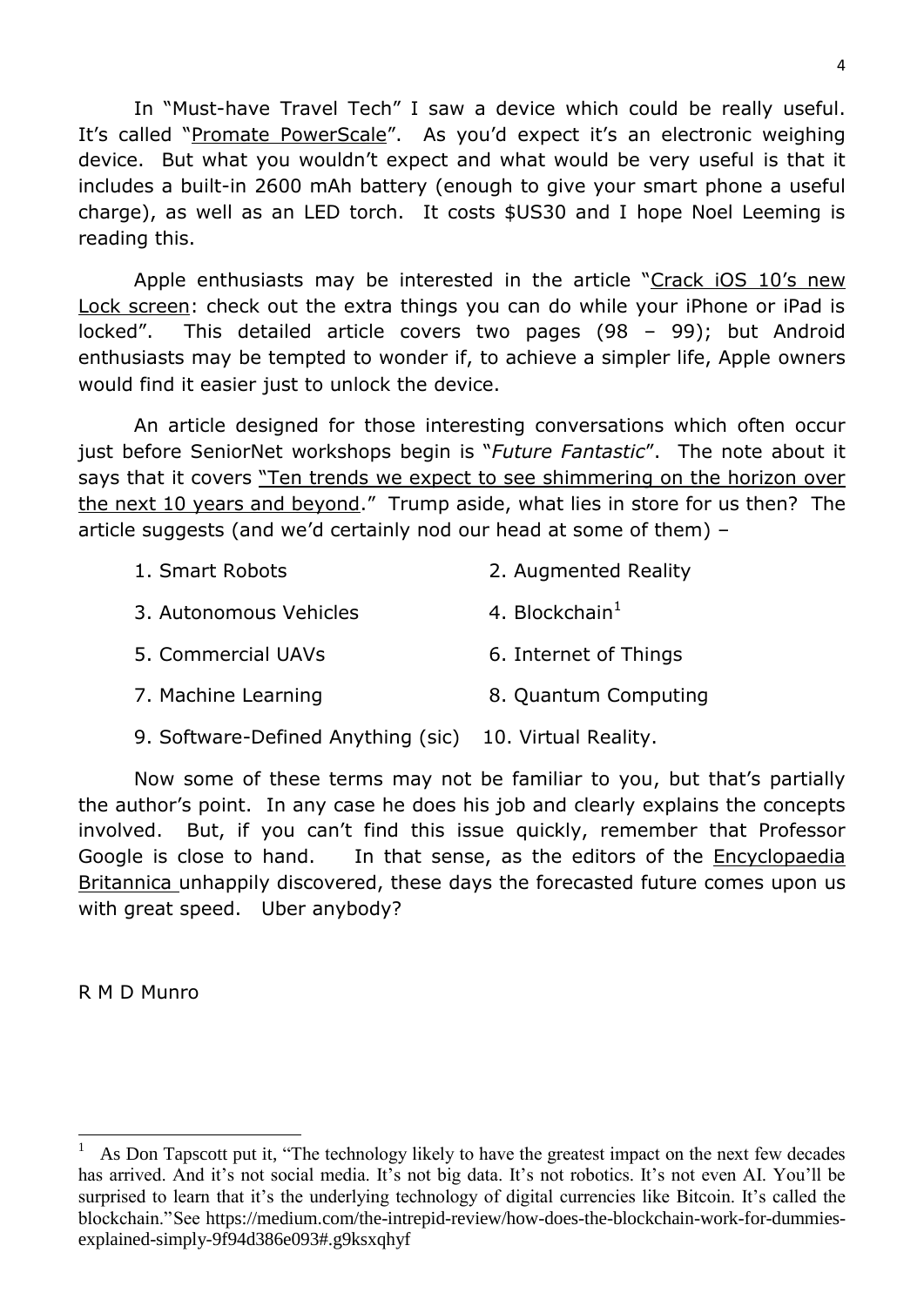In "Must-have Travel Tech" I saw a device which could be really useful. It's called "Promate PowerScale". As you'd expect it's an electronic weighing device. But what you wouldn't expect and what would be very useful is that it includes a built-in 2600 mAh battery (enough to give your smart phone a useful charge), as well as an LED torch. It costs $US30 and I hope Noel Leeming is reading this.

Apple enthusiasts may be interested in the article "Crack iOS 10's new Lock screen: check out the extra things you can do while your iPhone or iPad is locked". This detailed article covers two pages (98 – 99); but Android enthusiasts may be tempted to wonder if, to achieve a simpler life, Apple owners would find it easier just to unlock the device.

An article designed for those interesting conversations which often occur just before SeniorNet workshops begin is "*Future Fantastic*". The note about it says that it covers "Ten trends we expect to see shimmering on the horizon over the next 10 years and beyond." Trump aside, what lies in store for us then? The article suggests (and we'd certainly nod our head at some of them) –

1. Smart Robots
2. Augmented Reality
3. Autonomous Vehicles
4. Blockchain[1]
5. Commercial UAVs
6. Internet of Things
7. Machine Learning
8. Quantum Computing
9. Software-Defined Anything (sic)
10. Virtual Reality.

Now some of these terms may not be familiar to you, but that's partially the author's point. In any case he does his job and clearly explains the concepts involved. But, if you can't find this issue quickly, remember that Professor Google is close to hand. In that sense, as the editors of the Encyclopaedia Britannica unhappily discovered, these days the forecasted future comes upon us with great speed. Uber anybody?

R M D Munro

---

[1] As Don Tapscott put it, "The technology likely to have the greatest impact on the next few decades has arrived. And it's not social media. It's not big data. It's not robotics. It's not even AI. You'll be surprised to learn that it's the underlying technology of digital currencies like Bitcoin. It's called the blockchain."See https://medium.com/the-intrepid-review/how-does-the-blockchain-work-for-dummies-explained-simply-9f94d386e093#.g9ksxqhyf